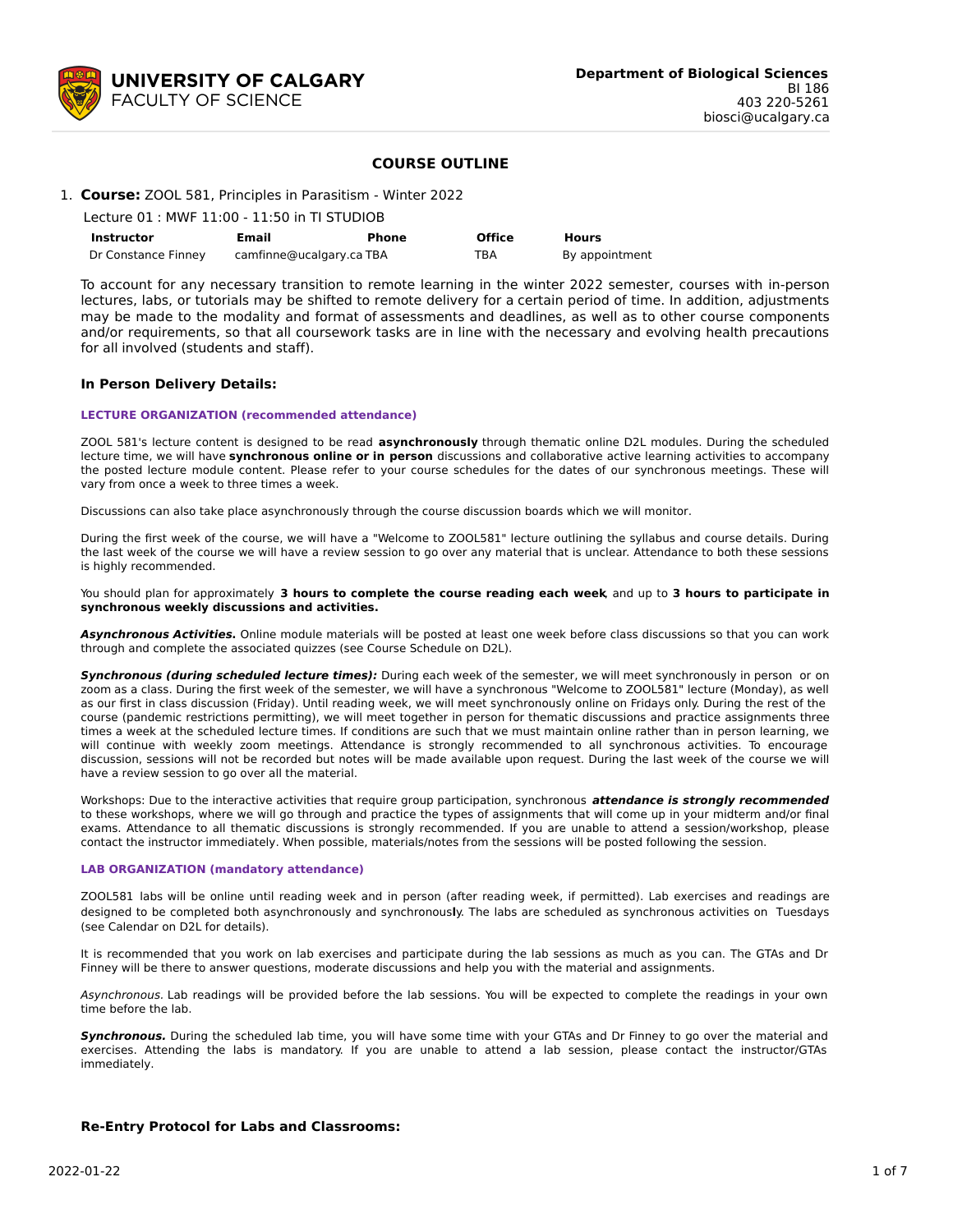**UNIVERSITY OF CALGARY**
FACULTY OF SCIENCE

**Department of Biological Sciences**
BI 186
403 220-5261
biosci@ucalgary.ca

## COURSE OUTLINE

1. **Course:** ZOOL 581, Principles in Parasitism - Winter 2022

Lecture 01 : MWF 11:00 - 11:50 in TI STUDIOB

| Instructor | Email | Phone | Office | Hours |
|---|---|---|---|---|
| Dr Constance Finney | camfinne@ucalgary.ca | TBA | TBA | By appointment |

To account for any necessary transition to remote learning in the winter 2022 semester, courses with in-person lectures, labs, or tutorials may be shifted to remote delivery for a certain period of time. In addition, adjustments may be made to the modality and format of assessments and deadlines, as well as to other course components and/or requirements, so that all coursework tasks are in line with the necessary and evolving health precautions for all involved (students and staff).

### In Person Delivery Details:

#### LECTURE ORGANIZATION (recommended attendance)

ZOOL 581's lecture content is designed to be read **asynchronously** through thematic online D2L modules. During the scheduled lecture time, we will have **synchronous online or in person** discussions and collaborative active learning activities to accompany the posted lecture module content. Please refer to your course schedules for the dates of our synchronous meetings. These will vary from once a week to three times a week.

Discussions can also take place asynchronously through the course discussion boards which we will monitor.

During the first week of the course, we will have a "Welcome to ZOOL581" lecture outlining the syllabus and course details. During the last week of the course we will have a review session to go over any material that is unclear. Attendance to both these sessions is highly recommended.

You should plan for approximately **3 hours to complete the course reading each week**, and up to **3 hours to participate in synchronous weekly discussions and activities.**

***Asynchronous Activities.*** Online module materials will be posted at least one week before class discussions so that you can work through and complete the associated quizzes (see Course Schedule on D2L).

***Synchronous (during scheduled lecture times):*** During each week of the semester, we will meet synchronously in person or on zoom as a class. During the first week of the semester, we will have a synchronous "Welcome to ZOOL581" lecture (Monday), as well as our first in class discussion (Friday). Until reading week, we will meet synchronously online on Fridays only. During the rest of the course (pandemic restrictions permitting), we will meet together in person for thematic discussions and practice assignments three times a week at the scheduled lecture times. If conditions are such that we must maintain online rather than in person learning, we will continue with weekly zoom meetings. Attendance is strongly recommended to all synchronous activities. To encourage discussion, sessions will not be recorded but notes will be made available upon request. During the last week of the course we will have a review session to go over all the material.

Workshops: Due to the interactive activities that require group participation, synchronous ***attendance is strongly recommended*** to these workshops, where we will go through and practice the types of assignments that will come up in your midterm and/or final exams. Attendance to all thematic discussions is strongly recommended. If you are unable to attend a session/workshop, please contact the instructor immediately. When possible, materials/notes from the sessions will be posted following the session.

#### LAB ORGANIZATION (mandatory attendance)

ZOOL581 labs will be online until reading week and in person (after reading week, if permitted). Lab exercises and readings are designed to be completed both asynchronously and synchronously. The labs are scheduled as synchronous activities on Tuesdays (see Calendar on D2L for details).

It is recommended that you work on lab exercises and participate during the lab sessions as much as you can. The GTAs and Dr Finney will be there to answer questions, moderate discussions and help you with the material and assignments.

*Asynchronous.* Lab readings will be provided before the lab sessions. You will be expected to complete the readings in your own time before the lab.

***Synchronous.*** During the scheduled lab time, you will have some time with your GTAs and Dr Finney to go over the material and exercises. Attending the labs is mandatory. If you are unable to attend a lab session, please contact the instructor/GTAs immediately.

### Re-Entry Protocol for Labs and Classrooms: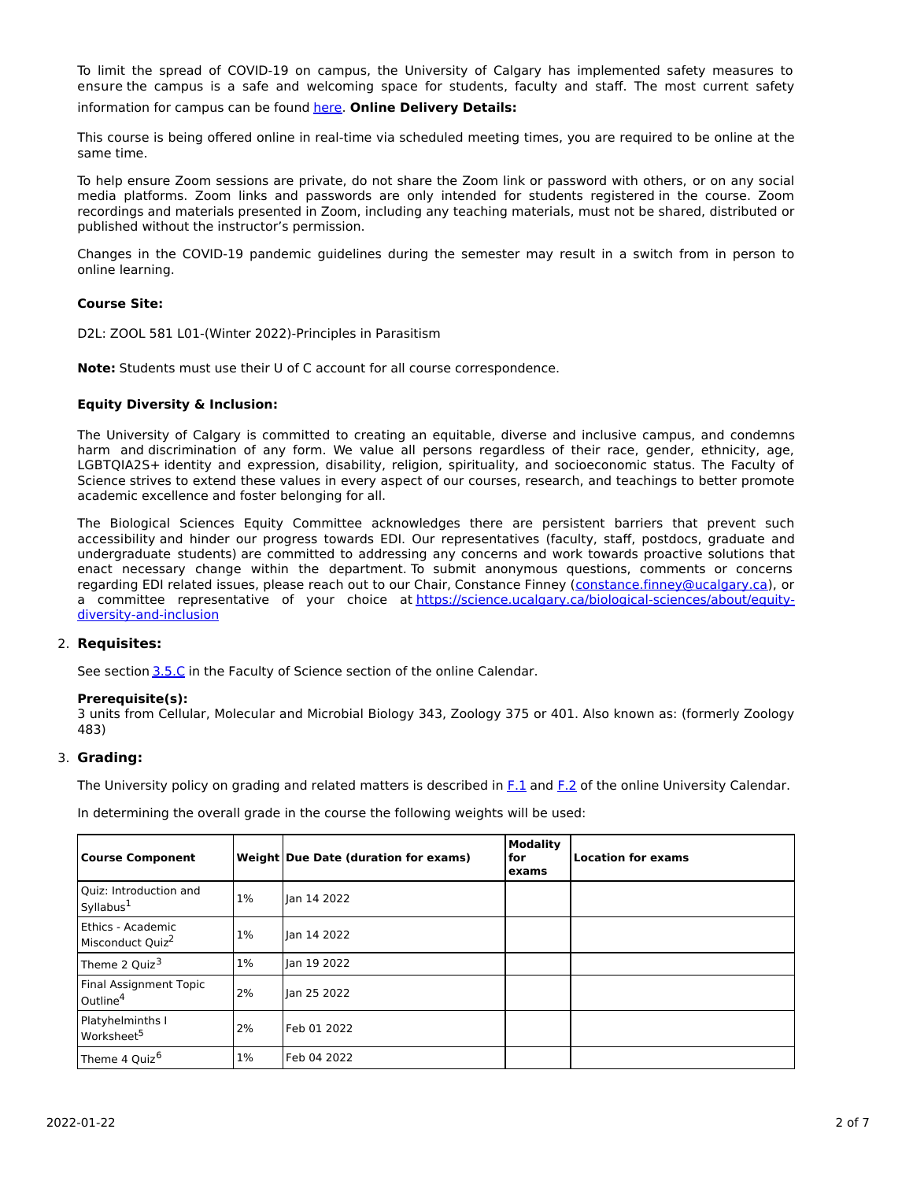To limit the spread of COVID-19 on campus, the University of Calgary has implemented safety measures to ensure the campus is a safe and welcoming space for students, faculty and staff. The most current safety information for campus can be found here. **Online Delivery Details:**

This course is being offered online in real-time via scheduled meeting times, you are required to be online at the same time.

To help ensure Zoom sessions are private, do not share the Zoom link or password with others, or on any social media platforms. Zoom links and passwords are only intended for students registered in the course. Zoom recordings and materials presented in Zoom, including any teaching materials, must not be shared, distributed or published without the instructor's permission.

Changes in the COVID-19 pandemic guidelines during the semester may result in a switch from in person to online learning.

**Course Site:**

D2L: ZOOL 581 L01-(Winter 2022)-Principles in Parasitism

**Note:** Students must use their U of C account for all course correspondence.

**Equity Diversity & Inclusion:**

The University of Calgary is committed to creating an equitable, diverse and inclusive campus, and condemns harm and discrimination of any form. We value all persons regardless of their race, gender, ethnicity, age, LGBTQIA2S+ identity and expression, disability, religion, spirituality, and socioeconomic status. The Faculty of Science strives to extend these values in every aspect of our courses, research, and teachings to better promote academic excellence and foster belonging for all.

The Biological Sciences Equity Committee acknowledges there are persistent barriers that prevent such accessibility and hinder our progress towards EDI. Our representatives (faculty, staff, postdocs, graduate and undergraduate students) are committed to addressing any concerns and work towards proactive solutions that enact necessary change within the department. To submit anonymous questions, comments or concerns regarding EDI related issues, please reach out to our Chair, Constance Finney (constance.finney@ucalgary.ca), or a committee representative of your choice at https://science.ucalgary.ca/biological-sciences/about/equity-diversity-and-inclusion

## 2. Requisites:

See section 3.5.C in the Faculty of Science section of the online Calendar.

**Prerequisite(s):**
3 units from Cellular, Molecular and Microbial Biology 343, Zoology 375 or 401. Also known as: (formerly Zoology 483)

## 3. Grading:

The University policy on grading and related matters is described in F.1 and F.2 of the online University Calendar.

In determining the overall grade in the course the following weights will be used:

| Course Component | Weight | Due Date (duration for exams) | Modality for exams | Location for exams |
|---|---|---|---|---|
| Quiz: Introduction and Syllabus[1] | 1% | Jan 14 2022 | | |
| Ethics - Academic Misconduct Quiz[2] | 1% | Jan 14 2022 | | |
| Theme 2 Quiz[3] | 1% | Jan 19 2022 | | |
| Final Assignment Topic Outline[4] | 2% | Jan 25 2022 | | |
| Platyhelminths I Worksheet[5] | 2% | Feb 01 2022 | | |
| Theme 4 Quiz[6] | 1% | Feb 04 2022 | | |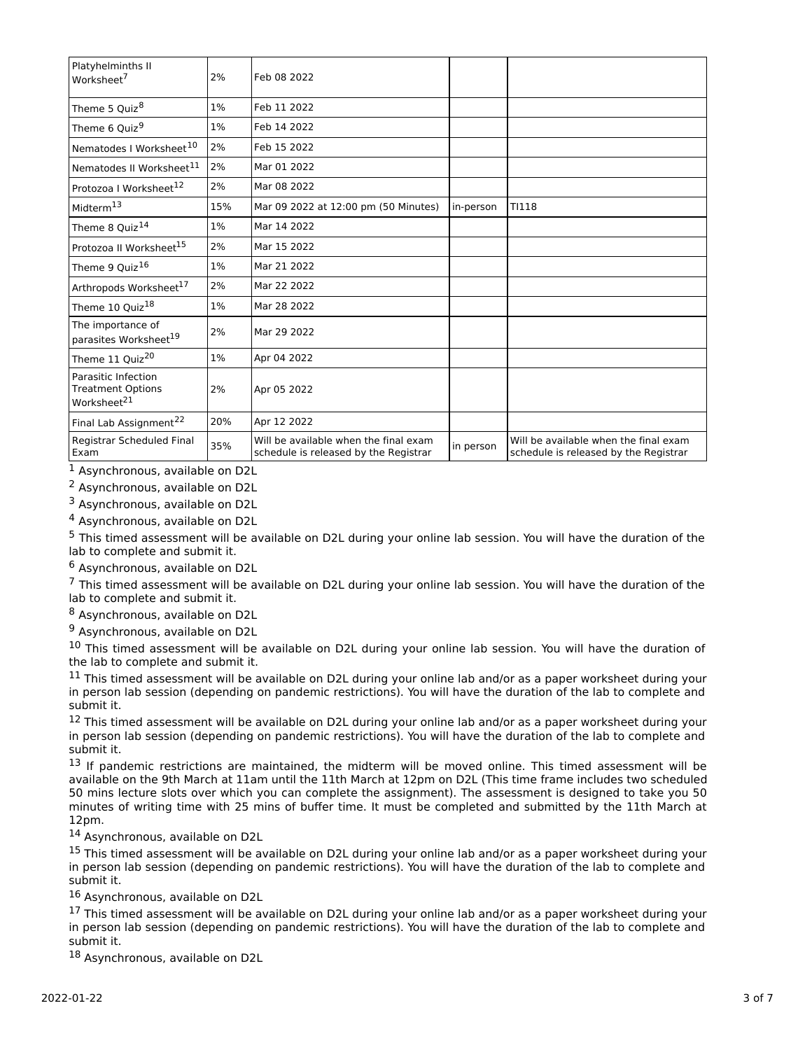| | | | | |
|---|---|---|---|---|
| Platyhelminths II Worksheet[7] | 2% | Feb 08 2022 | | |
| Theme 5 Quiz[8] | 1% | Feb 11 2022 | | |
| Theme 6 Quiz[9] | 1% | Feb 14 2022 | | |
| Nematodes I Worksheet[10] | 2% | Feb 15 2022 | | |
| Nematodes II Worksheet[11] | 2% | Mar 01 2022 | | |
| Protozoa I Worksheet[12] | 2% | Mar 08 2022 | | |
| Midterm[13] | 15% | Mar 09 2022 at 12:00 pm (50 Minutes) | in-person | TI118 |
| Theme 8 Quiz[14] | 1% | Mar 14 2022 | | |
| Protozoa II Worksheet[15] | 2% | Mar 15 2022 | | |
| Theme 9 Quiz[16] | 1% | Mar 21 2022 | | |
| Arthropods Worksheet[17] | 2% | Mar 22 2022 | | |
| Theme 10 Quiz[18] | 1% | Mar 28 2022 | | |
| The importance of parasites Worksheet[19] | 2% | Mar 29 2022 | | |
| Theme 11 Quiz[20] | 1% | Apr 04 2022 | | |
| Parasitic Infection Treatment Options Worksheet[21] | 2% | Apr 05 2022 | | |
| Final Lab Assignment[22] | 20% | Apr 12 2022 | | |
| Registrar Scheduled Final Exam | 35% | Will be available when the final exam schedule is released by the Registrar | in person | Will be available when the final exam schedule is released by the Registrar |

[1] Asynchronous, available on D2L

[2] Asynchronous, available on D2L

[3] Asynchronous, available on D2L

[4] Asynchronous, available on D2L

[5] This timed assessment will be available on D2L during your online lab session. You will have the duration of the lab to complete and submit it.

[6] Asynchronous, available on D2L

[7] This timed assessment will be available on D2L during your online lab session. You will have the duration of the lab to complete and submit it.

[8] Asynchronous, available on D2L

[9] Asynchronous, available on D2L

[10] This timed assessment will be available on D2L during your online lab session. You will have the duration of the lab to complete and submit it.

[11] This timed assessment will be available on D2L during your online lab and/or as a paper worksheet during your in person lab session (depending on pandemic restrictions). You will have the duration of the lab to complete and submit it.

[12] This timed assessment will be available on D2L during your online lab and/or as a paper worksheet during your in person lab session (depending on pandemic restrictions). You will have the duration of the lab to complete and submit it.

[13] If pandemic restrictions are maintained, the midterm will be moved online. This timed assessment will be available on the 9th March at 11am until the 11th March at 12pm on D2L (This time frame includes two scheduled 50 mins lecture slots over which you can complete the assignment). The assessment is designed to take you 50 minutes of writing time with 25 mins of buffer time. It must be completed and submitted by the 11th March at 12pm.

[14] Asynchronous, available on D2L

[15] This timed assessment will be available on D2L during your online lab and/or as a paper worksheet during your in person lab session (depending on pandemic restrictions). You will have the duration of the lab to complete and submit it.

[16] Asynchronous, available on D2L

[17] This timed assessment will be available on D2L during your online lab and/or as a paper worksheet during your in person lab session (depending on pandemic restrictions). You will have the duration of the lab to complete and submit it.

[18] Asynchronous, available on D2L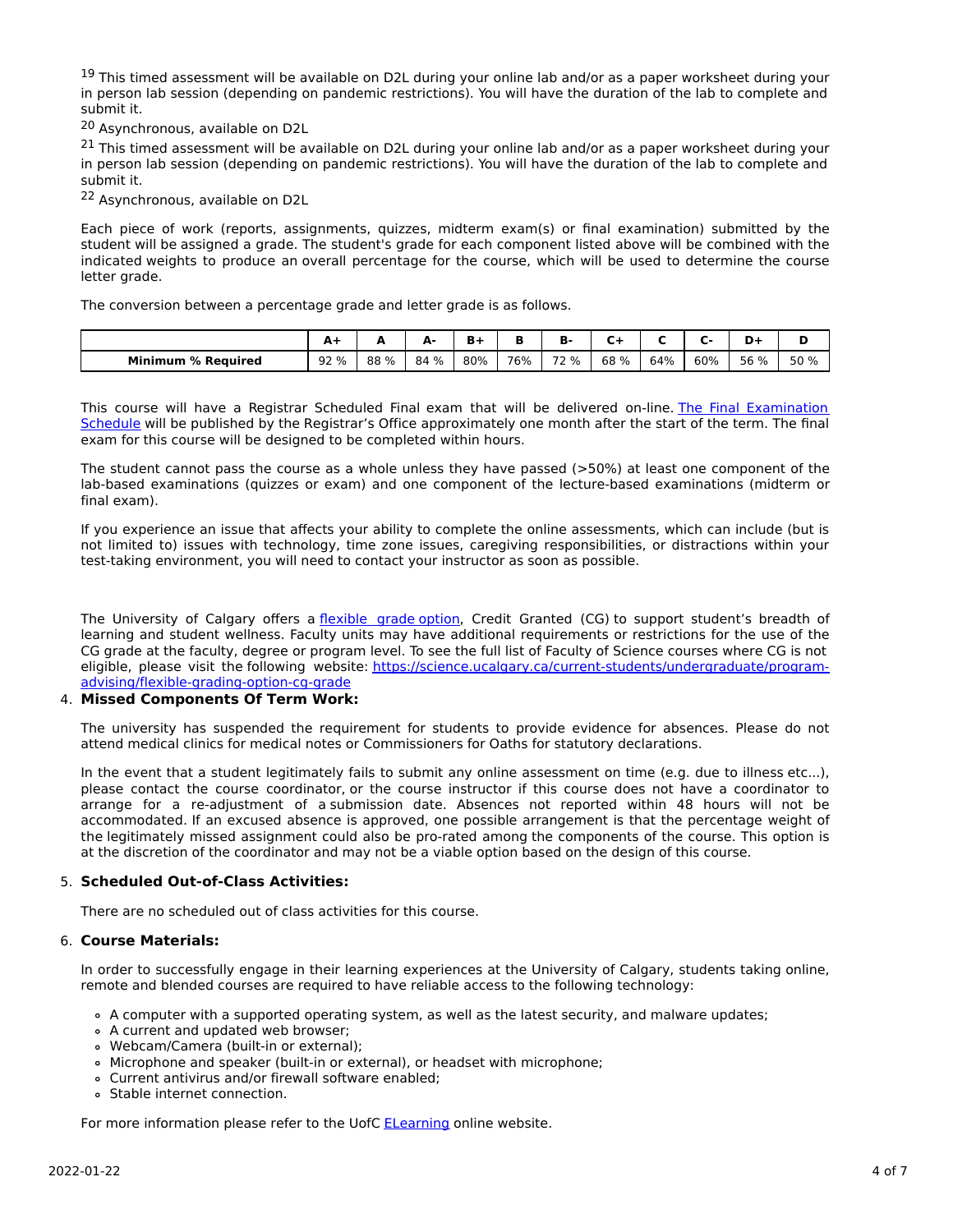[19] This timed assessment will be available on D2L during your online lab and/or as a paper worksheet during your in person lab session (depending on pandemic restrictions). You will have the duration of the lab to complete and submit it.

[20] Asynchronous, available on D2L

[21] This timed assessment will be available on D2L during your online lab and/or as a paper worksheet during your in person lab session (depending on pandemic restrictions). You will have the duration of the lab to complete and submit it.

[22] Asynchronous, available on D2L

Each piece of work (reports, assignments, quizzes, midterm exam(s) or final examination) submitted by the student will be assigned a grade. The student's grade for each component listed above will be combined with the indicated weights to produce an overall percentage for the course, which will be used to determine the course letter grade.

The conversion between a percentage grade and letter grade is as follows.

| | A+ | A | A- | B+ | B | B- | C+ | C | C- | D+ | D |
|---|---|---|---|---|---|---|---|---|---|---|---|
| **Minimum % Required** | 92 % | 88 % | 84 % | 80% | 76% | 72 % | 68 % | 64% | 60% | 56 % | 50 % |

This course will have a Registrar Scheduled Final exam that will be delivered on-line. [The Final Examination Schedule](#) will be published by the Registrar's Office approximately one month after the start of the term. The final exam for this course will be designed to be completed within hours.

The student cannot pass the course as a whole unless they have passed (>50%) at least one component of the lab-based examinations (quizzes or exam) and one component of the lecture-based examinations (midterm or final exam).

If you experience an issue that affects your ability to complete the online assessments, which can include (but is not limited to) issues with technology, time zone issues, caregiving responsibilities, or distractions within your test-taking environment, you will need to contact your instructor as soon as possible.

The University of Calgary offers a [flexible grade option](#), Credit Granted (CG) to support student's breadth of learning and student wellness. Faculty units may have additional requirements or restrictions for the use of the CG grade at the faculty, degree or program level. To see the full list of Faculty of Science courses where CG is not eligible, please visit the following website: https://science.ucalgary.ca/current-students/undergraduate/program-advising/flexible-grading-option-cg-grade

4. **Missed Components Of Term Work:**

The university has suspended the requirement for students to provide evidence for absences. Please do not attend medical clinics for medical notes or Commissioners for Oaths for statutory declarations.

In the event that a student legitimately fails to submit any online assessment on time (e.g. due to illness etc...), please contact the course coordinator, or the course instructor if this course does not have a coordinator to arrange for a re-adjustment of a submission date. Absences not reported within 48 hours will not be accommodated. If an excused absence is approved, one possible arrangement is that the percentage weight of the legitimately missed assignment could also be pro-rated among the components of the course. This option is at the discretion of the coordinator and may not be a viable option based on the design of this course.

5. **Scheduled Out-of-Class Activities:**

There are no scheduled out of class activities for this course.

6. **Course Materials:**

In order to successfully engage in their learning experiences at the University of Calgary, students taking online, remote and blended courses are required to have reliable access to the following technology:

- A computer with a supported operating system, as well as the latest security, and malware updates;
- A current and updated web browser;
- Webcam/Camera (built-in or external);
- Microphone and speaker (built-in or external), or headset with microphone;
- Current antivirus and/or firewall software enabled;
- Stable internet connection.

For more information please refer to the UofC [ELearning](#) online website.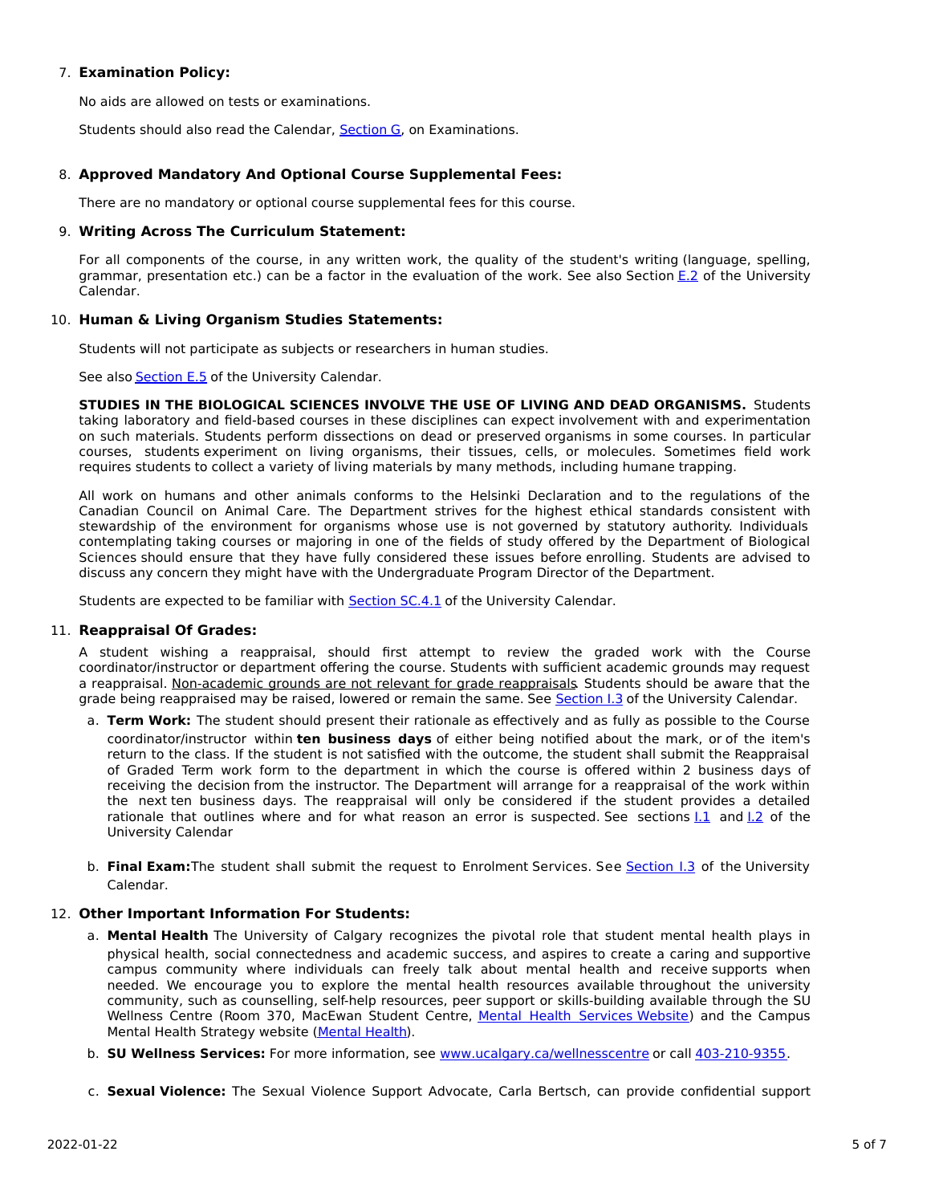7. **Examination Policy:**

   No aids are allowed on tests or examinations.

   Students should also read the Calendar, Section G, on Examinations.

8. **Approved Mandatory And Optional Course Supplemental Fees:**

   There are no mandatory or optional course supplemental fees for this course.

9. **Writing Across The Curriculum Statement:**

   For all components of the course, in any written work, the quality of the student's writing (language, spelling, grammar, presentation etc.) can be a factor in the evaluation of the work. See also Section E.2 of the University Calendar.

10. **Human & Living Organism Studies Statements:**

    Students will not participate as subjects or researchers in human studies.

    See also Section E.5 of the University Calendar.

    **STUDIES IN THE BIOLOGICAL SCIENCES INVOLVE THE USE OF LIVING AND DEAD ORGANISMS.** Students taking laboratory and field-based courses in these disciplines can expect involvement with and experimentation on such materials. Students perform dissections on dead or preserved organisms in some courses. In particular courses, students experiment on living organisms, their tissues, cells, or molecules. Sometimes field work requires students to collect a variety of living materials by many methods, including humane trapping.

    All work on humans and other animals conforms to the Helsinki Declaration and to the regulations of the Canadian Council on Animal Care. The Department strives for the highest ethical standards consistent with stewardship of the environment for organisms whose use is not governed by statutory authority. Individuals contemplating taking courses or majoring in one of the fields of study offered by the Department of Biological Sciences should ensure that they have fully considered these issues before enrolling. Students are advised to discuss any concern they might have with the Undergraduate Program Director of the Department.

    Students are expected to be familiar with Section SC.4.1 of the University Calendar.

11. **Reappraisal Of Grades:**

    A student wishing a reappraisal, should first attempt to review the graded work with the Course coordinator/instructor or department offering the course. Students with sufficient academic grounds may request a reappraisal. Non-academic grounds are not relevant for grade reappraisals. Students should be aware that the grade being reappraised may be raised, lowered or remain the same. See Section I.3 of the University Calendar.

    a. **Term Work:** The student should present their rationale as effectively and as fully as possible to the Course coordinator/instructor within **ten business days** of either being notified about the mark, or of the item's return to the class. If the student is not satisfied with the outcome, the student shall submit the Reappraisal of Graded Term work form to the department in which the course is offered within 2 business days of receiving the decision from the instructor. The Department will arrange for a reappraisal of the work within the next ten business days. The reappraisal will only be considered if the student provides a detailed rationale that outlines where and for what reason an error is suspected. See sections I.1 and I.2 of the University Calendar

    b. **Final Exam:** The student shall submit the request to Enrolment Services. See Section I.3 of the University Calendar.

12. **Other Important Information For Students:**

    a. **Mental Health** The University of Calgary recognizes the pivotal role that student mental health plays in physical health, social connectedness and academic success, and aspires to create a caring and supportive campus community where individuals can freely talk about mental health and receive supports when needed. We encourage you to explore the mental health resources available throughout the university community, such as counselling, self-help resources, peer support or skills-building available through the SU Wellness Centre (Room 370, MacEwan Student Centre, Mental Health Services Website) and the Campus Mental Health Strategy website (Mental Health).

    b. **SU Wellness Services:** For more information, see www.ucalgary.ca/wellnesscentre or call 403-210-9355.

    c. **Sexual Violence:** The Sexual Violence Support Advocate, Carla Bertsch, can provide confidential support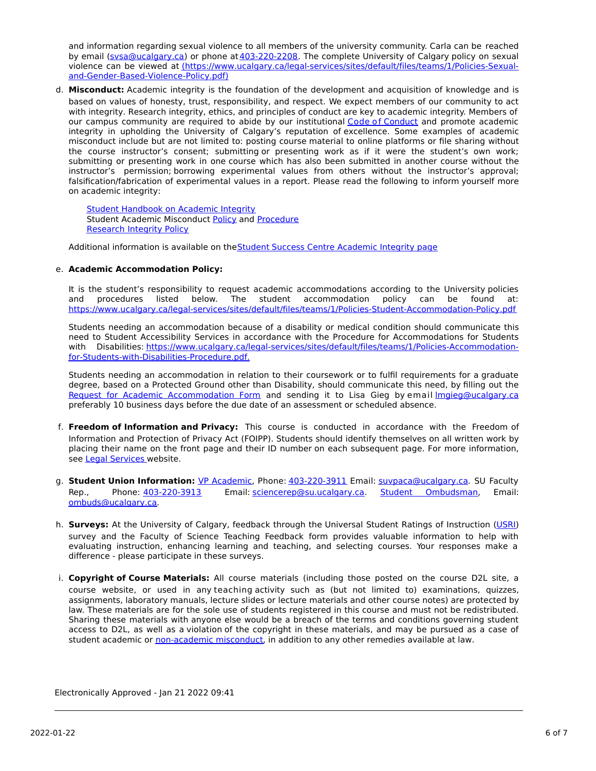and information regarding sexual violence to all members of the university community. Carla can be reached by email (svsa@ucalgary.ca) or phone at 403-220-2208. The complete University of Calgary policy on sexual violence can be viewed at (https://www.ucalgary.ca/legal-services/sites/default/files/teams/1/Policies-Sexual-and-Gender-Based-Violence-Policy.pdf)

d. **Misconduct:** Academic integrity is the foundation of the development and acquisition of knowledge and is based on values of honesty, trust, responsibility, and respect. We expect members of our community to act with integrity. Research integrity, ethics, and principles of conduct are key to academic integrity. Members of our campus community are required to abide by our institutional Code of Conduct and promote academic integrity in upholding the University of Calgary's reputation of excellence. Some examples of academic misconduct include but are not limited to: posting course material to online platforms or file sharing without the course instructor's consent; submitting or presenting work as if it were the student's own work; submitting or presenting work in one course which has also been submitted in another course without the instructor's permission; borrowing experimental values from others without the instructor's approval; falsification/fabrication of experimental values in a report. Please read the following to inform yourself more on academic integrity:

   Student Handbook on Academic Integrity
   Student Academic Misconduct Policy and Procedure
   Research Integrity Policy

   Additional information is available on the Student Success Centre Academic Integrity page

e. **Academic Accommodation Policy:**

   It is the student's responsibility to request academic accommodations according to the University policies and procedures listed below. The student accommodation policy can be found at: https://www.ucalgary.ca/legal-services/sites/default/files/teams/1/Policies-Student-Accommodation-Policy.pdf

   Students needing an accommodation because of a disability or medical condition should communicate this need to Student Accessibility Services in accordance with the Procedure for Accommodations for Students with Disabilities: https://www.ucalgary.ca/legal-services/sites/default/files/teams/1/Policies-Accommodation-for-Students-with-Disabilities-Procedure.pdf.

   Students needing an accommodation in relation to their coursework or to fulfil requirements for a graduate degree, based on a Protected Ground other than Disability, should communicate this need, by filling out the Request for Academic Accommodation Form and sending it to Lisa Gieg by email lmgieg@ucalgary.ca preferably 10 business days before the due date of an assessment or scheduled absence.

f. **Freedom of Information and Privacy:** This course is conducted in accordance with the Freedom of Information and Protection of Privacy Act (FOIPP). Students should identify themselves on all written work by placing their name on the front page and their ID number on each subsequent page. For more information, see Legal Services website.

g. **Student Union Information:** VP Academic, Phone: 403-220-3911 Email: suvpaca@ucalgary.ca. SU Faculty Rep., Phone: 403-220-3913 Email: sciencerep@su.ucalgary.ca. Student Ombudsman, Email: ombuds@ucalgary.ca.

h. **Surveys:** At the University of Calgary, feedback through the Universal Student Ratings of Instruction (USRI) survey and the Faculty of Science Teaching Feedback form provides valuable information to help with evaluating instruction, enhancing learning and teaching, and selecting courses. Your responses make a difference - please participate in these surveys.

i. **Copyright of Course Materials:** All course materials (including those posted on the course D2L site, a course website, or used in any teaching activity such as (but not limited to) examinations, quizzes, assignments, laboratory manuals, lecture slides or lecture materials and other course notes) are protected by law. These materials are for the sole use of students registered in this course and must not be redistributed. Sharing these materials with anyone else would be a breach of the terms and conditions governing student access to D2L, as well as a violation of the copyright in these materials, and may be pursued as a case of student academic or non-academic misconduct, in addition to any other remedies available at law.

Electronically Approved - Jan 21 2022 09:41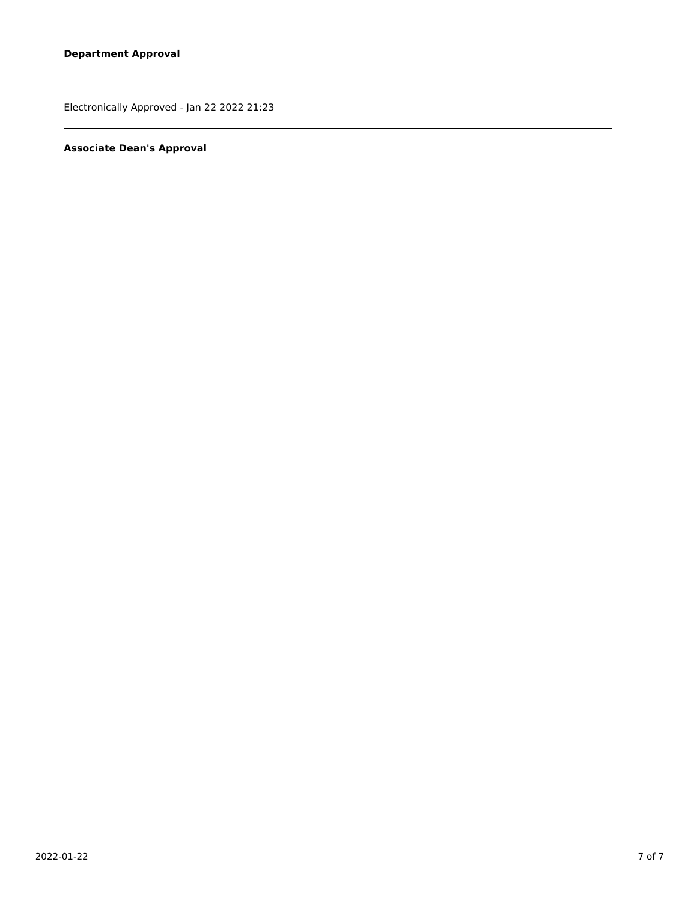**Department Approval**

Electronically Approved - Jan 22 2022 21:23

---

**Associate Dean's Approval**